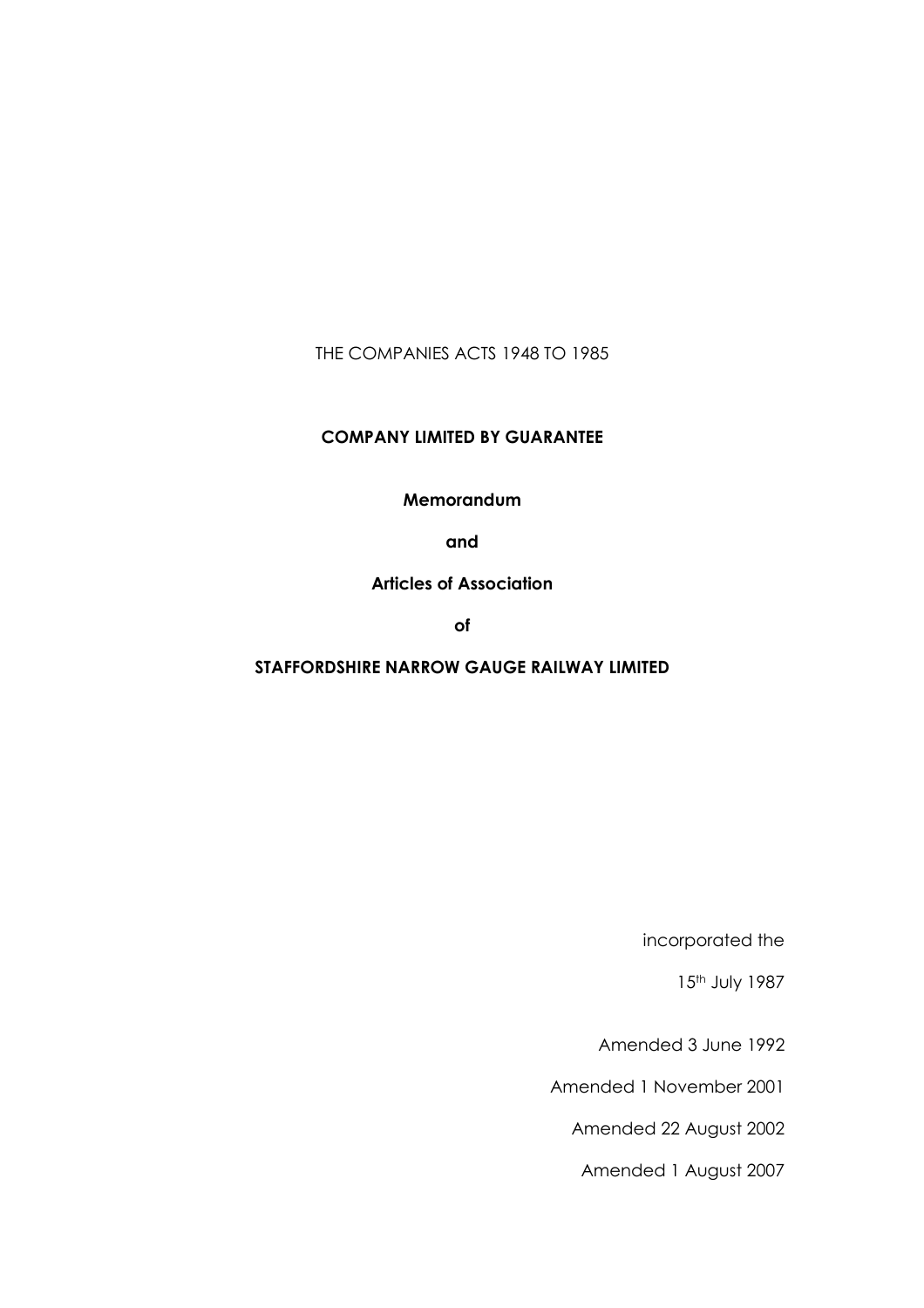THE COMPANIES ACTS 1948 TO 1985

**COMPANY LIMITED BY GUARANTEE**

**Memorandum**

**and**

**Articles of Association**

**of**

**STAFFORDSHIRE NARROW GAUGE RAILWAY LIMITED**

incorporated the

15th July 1987

Amended 3 June 1992

Amended 1 November 2001

Amended 22 August 2002

Amended 1 August 2007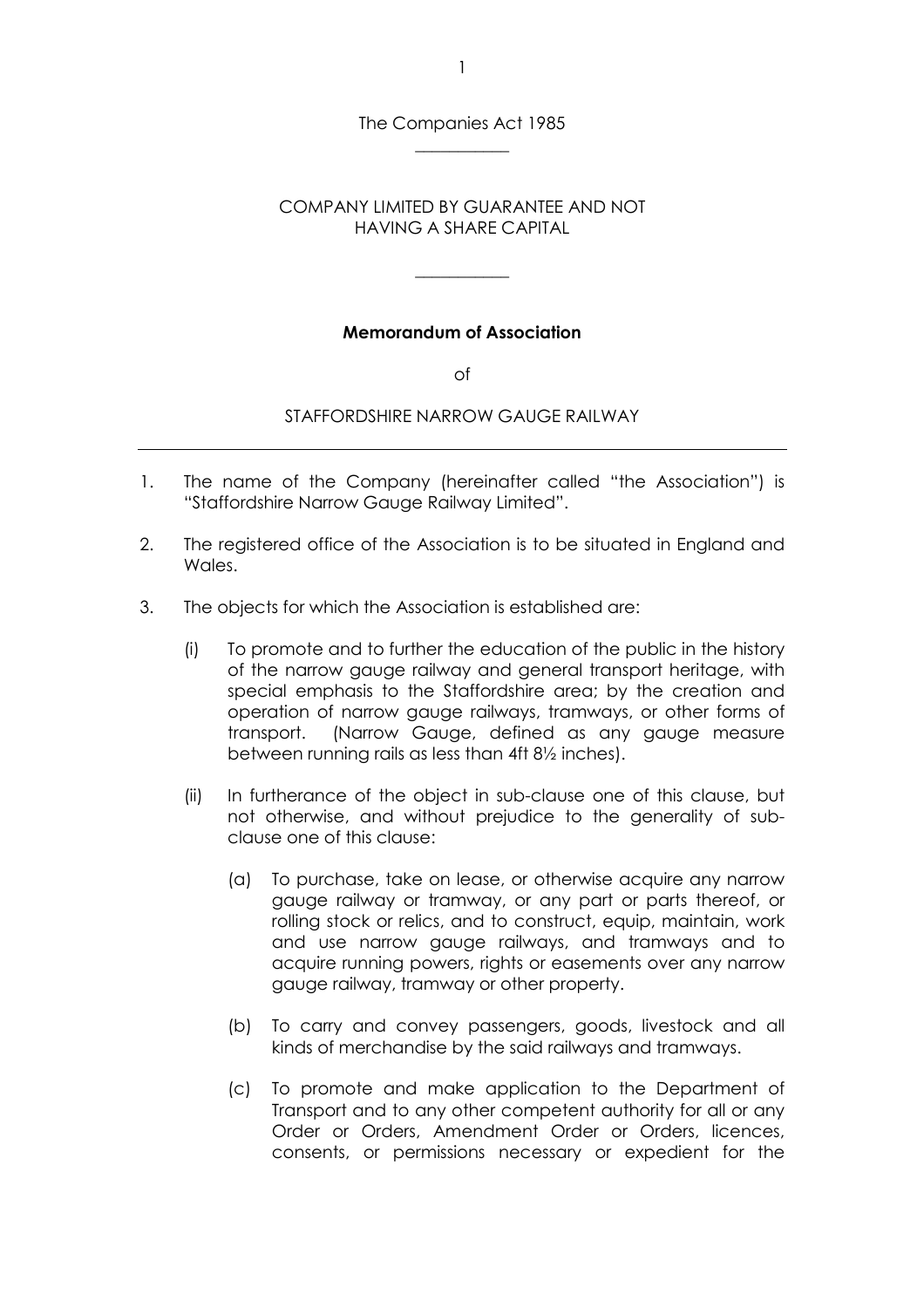The Companies Act 1985

---

COMPANY LIMITED BY GUARANTEE AND NOT HAVING A SHARE CAPITAL

---

## Memorandum of Association

of

STAFFORDSHIRE NARROW GAUGE RAILWAY

---

1. The name of the Company (hereinafter called "the Association") is "Staffordshire Narrow Gauge Railway Limited".

2. The registered office of the Association is to be situated in England and Wales.

3. The objects for which the Association is established are:

   (i) To promote and to further the education of the public in the history of the narrow gauge railway and general transport heritage, with special emphasis to the Staffordshire area; by the creation and operation of narrow gauge railways, tramways, or other forms of transport. (Narrow Gauge, defined as any gauge measure between running rails as less than 4ft 8½ inches).

   (ii) In furtherance of the object in sub-clause one of this clause, but not otherwise, and without prejudice to the generality of sub-clause one of this clause:

      (a) To purchase, take on lease, or otherwise acquire any narrow gauge railway or tramway, or any part or parts thereof, or rolling stock or relics, and to construct, equip, maintain, work and use narrow gauge railways, and tramways and to acquire running powers, rights or easements over any narrow gauge railway, tramway or other property.

      (b) To carry and convey passengers, goods, livestock and all kinds of merchandise by the said railways and tramways.

      (c) To promote and make application to the Department of Transport and to any other competent authority for all or any Order or Orders, Amendment Order or Orders, licences, consents, or permissions necessary or expedient for the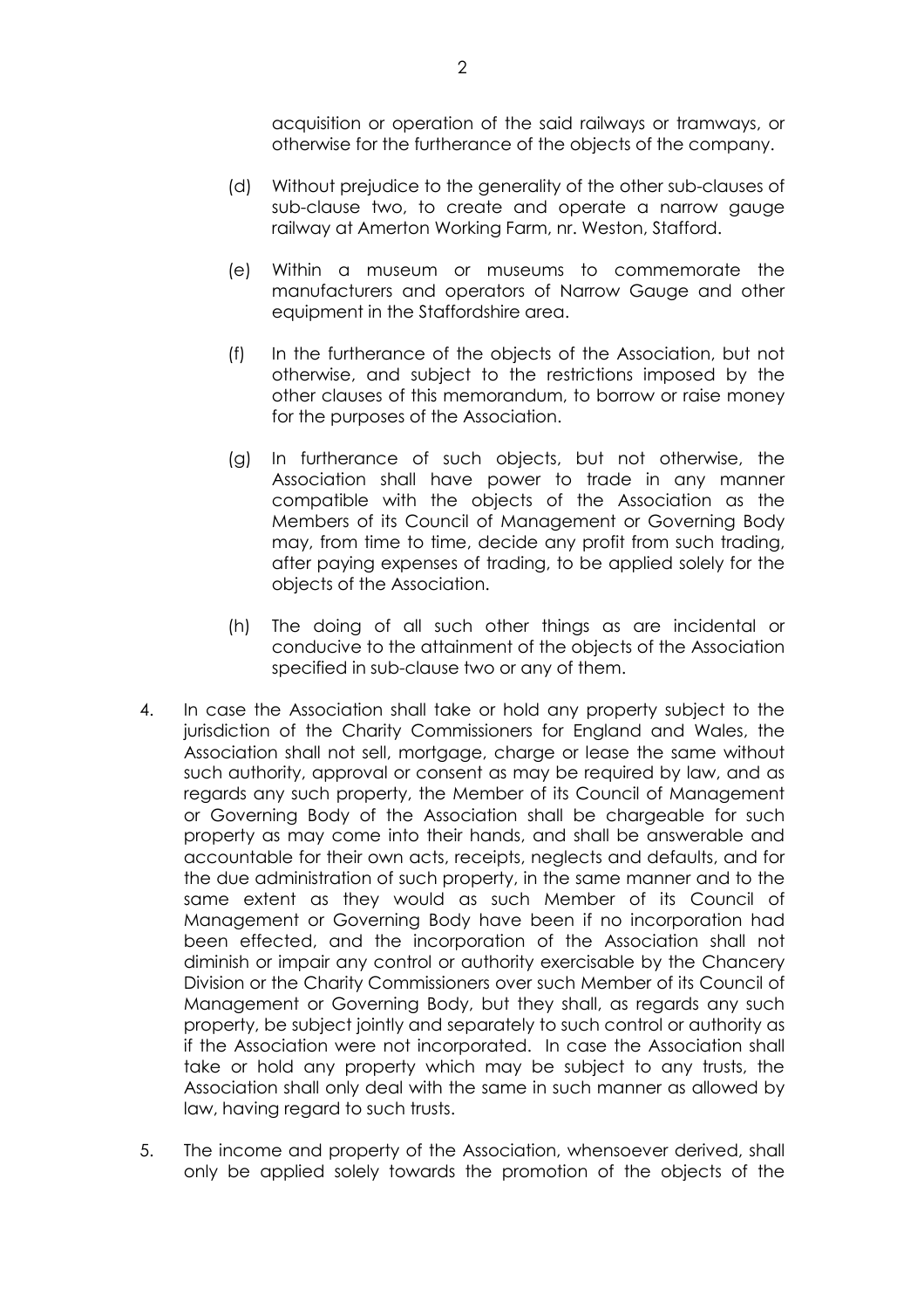acquisition or operation of the said railways or tramways, or otherwise for the furtherance of the objects of the company.

(d) Without prejudice to the generality of the other sub-clauses of sub-clause two, to create and operate a narrow gauge railway at Amerton Working Farm, nr. Weston, Stafford.

(e) Within a museum or museums to commemorate the manufacturers and operators of Narrow Gauge and other equipment in the Staffordshire area.

(f) In the furtherance of the objects of the Association, but not otherwise, and subject to the restrictions imposed by the other clauses of this memorandum, to borrow or raise money for the purposes of the Association.

(g) In furtherance of such objects, but not otherwise, the Association shall have power to trade in any manner compatible with the objects of the Association as the Members of its Council of Management or Governing Body may, from time to time, decide any profit from such trading, after paying expenses of trading, to be applied solely for the objects of the Association.

(h) The doing of all such other things as are incidental or conducive to the attainment of the objects of the Association specified in sub-clause two or any of them.

4. In case the Association shall take or hold any property subject to the jurisdiction of the Charity Commissioners for England and Wales, the Association shall not sell, mortgage, charge or lease the same without such authority, approval or consent as may be required by law, and as regards any such property, the Member of its Council of Management or Governing Body of the Association shall be chargeable for such property as may come into their hands, and shall be answerable and accountable for their own acts, receipts, neglects and defaults, and for the due administration of such property, in the same manner and to the same extent as they would as such Member of its Council of Management or Governing Body have been if no incorporation had been effected, and the incorporation of the Association shall not diminish or impair any control or authority exercisable by the Chancery Division or the Charity Commissioners over such Member of its Council of Management or Governing Body, but they shall, as regards any such property, be subject jointly and separately to such control or authority as if the Association were not incorporated. In case the Association shall take or hold any property which may be subject to any trusts, the Association shall only deal with the same in such manner as allowed by law, having regard to such trusts.

5. The income and property of the Association, whensoever derived, shall only be applied solely towards the promotion of the objects of the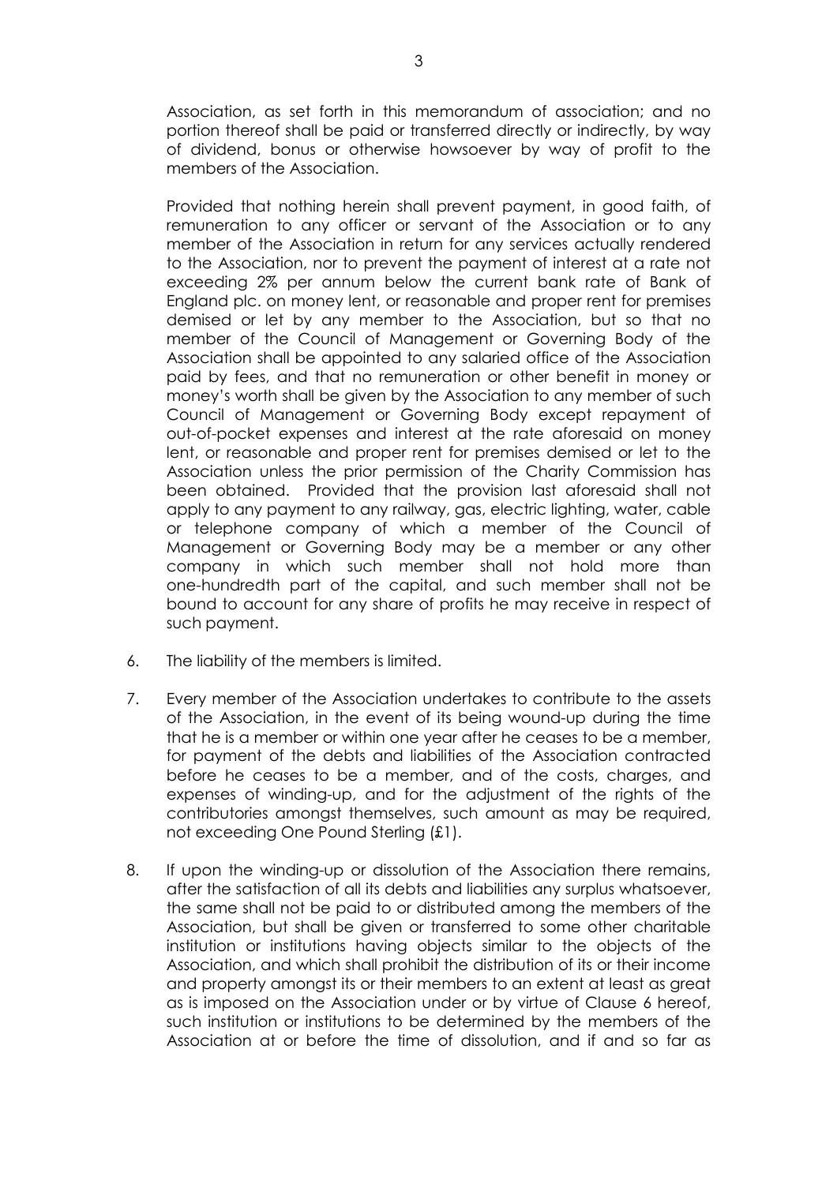Association, as set forth in this memorandum of association; and no portion thereof shall be paid or transferred directly or indirectly, by way of dividend, bonus or otherwise howsoever by way of profit to the members of the Association.

Provided that nothing herein shall prevent payment, in good faith, of remuneration to any officer or servant of the Association or to any member of the Association in return for any services actually rendered to the Association, nor to prevent the payment of interest at a rate not exceeding 2% per annum below the current bank rate of Bank of England plc. on money lent, or reasonable and proper rent for premises demised or let by any member to the Association, but so that no member of the Council of Management or Governing Body of the Association shall be appointed to any salaried office of the Association paid by fees, and that no remuneration or other benefit in money or money's worth shall be given by the Association to any member of such Council of Management or Governing Body except repayment of out-of-pocket expenses and interest at the rate aforesaid on money lent, or reasonable and proper rent for premises demised or let to the Association unless the prior permission of the Charity Commission has been obtained. Provided that the provision last aforesaid shall not apply to any payment to any railway, gas, electric lighting, water, cable or telephone company of which a member of the Council of Management or Governing Body may be a member or any other company in which such member shall not hold more than one-hundredth part of the capital, and such member shall not be bound to account for any share of profits he may receive in respect of such payment.

6. The liability of the members is limited.

7. Every member of the Association undertakes to contribute to the assets of the Association, in the event of its being wound-up during the time that he is a member or within one year after he ceases to be a member, for payment of the debts and liabilities of the Association contracted before he ceases to be a member, and of the costs, charges, and expenses of winding-up, and for the adjustment of the rights of the contributories amongst themselves, such amount as may be required, not exceeding One Pound Sterling (£1).

8. If upon the winding-up or dissolution of the Association there remains, after the satisfaction of all its debts and liabilities any surplus whatsoever, the same shall not be paid to or distributed among the members of the Association, but shall be given or transferred to some other charitable institution or institutions having objects similar to the objects of the Association, and which shall prohibit the distribution of its or their income and property amongst its or their members to an extent at least as great as is imposed on the Association under or by virtue of Clause 6 hereof, such institution or institutions to be determined by the members of the Association at or before the time of dissolution, and if and so far as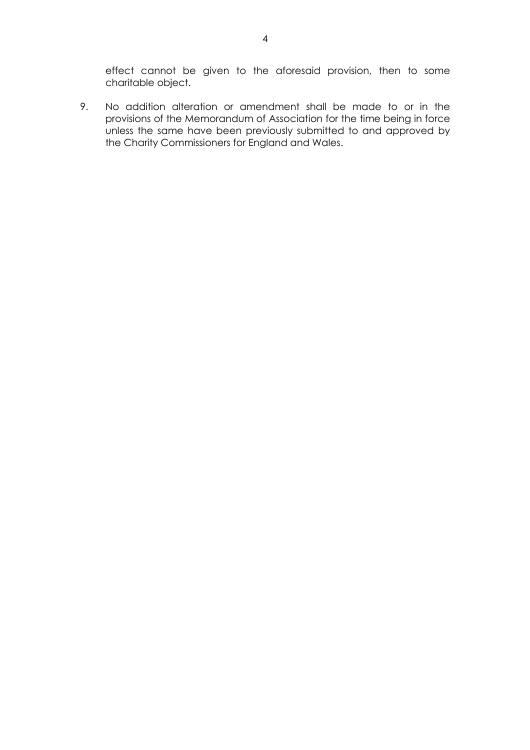effect cannot be given to the aforesaid provision, then to some charitable object.

9. No addition alteration or amendment shall be made to or in the provisions of the Memorandum of Association for the time being in force unless the same have been previously submitted to and approved by the Charity Commissioners for England and Wales.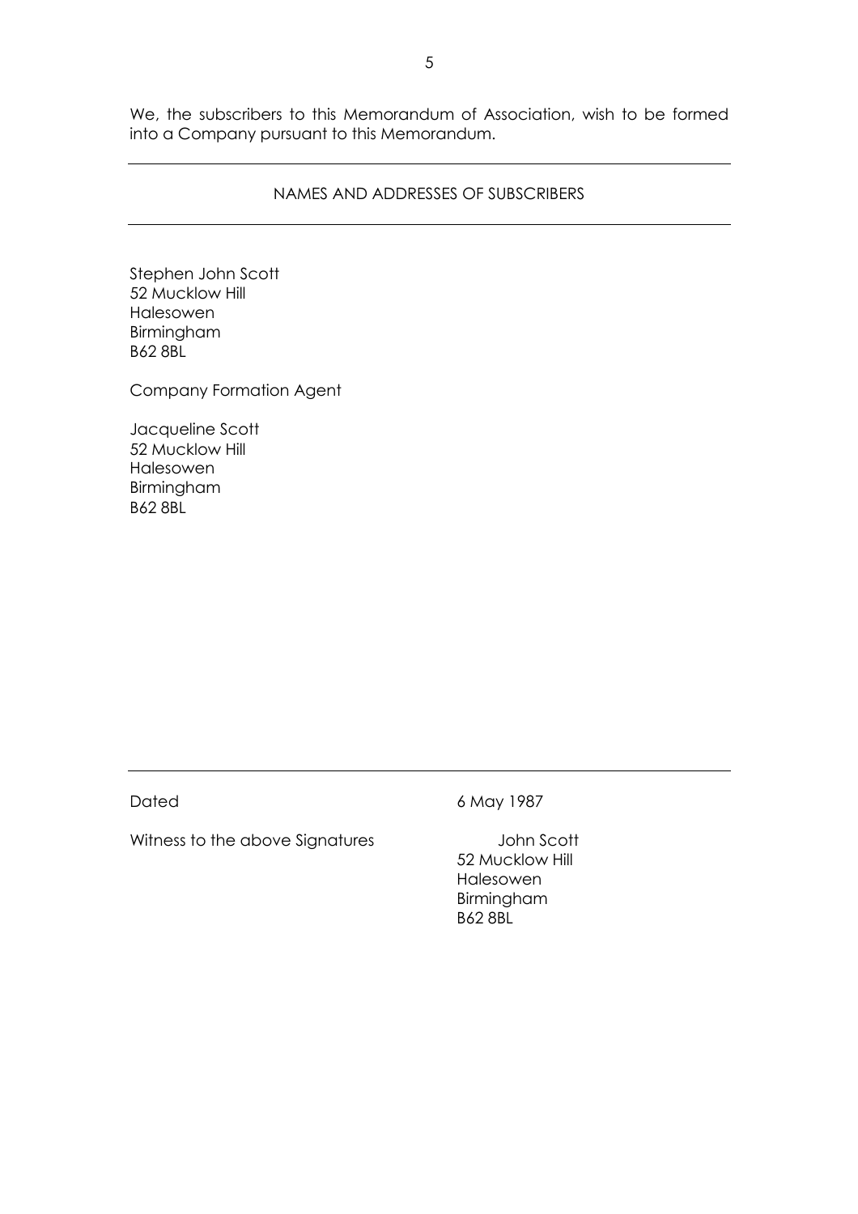We, the subscribers to this Memorandum of Association, wish to be formed into a Company pursuant to this Memorandum.

---

NAMES AND ADDRESSES OF SUBSCRIBERS

---

Stephen John Scott
52 Mucklow Hill
Halesowen
Birmingham
B62 8BL

Company Formation Agent

Jacqueline Scott
52 Mucklow Hill
Halesowen
Birmingham
B62 8BL

---

Dated 6 May 1987

Witness to the above Signatures

John Scott
52 Mucklow Hill
Halesowen
Birmingham
B62 8BL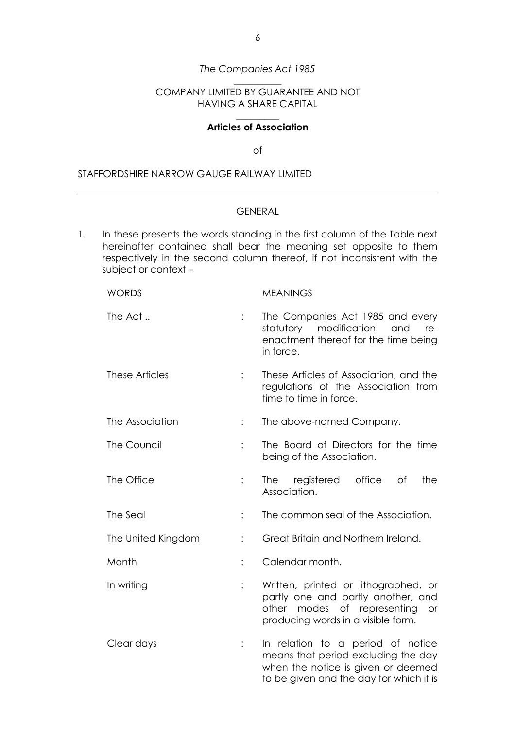*The Companies Act 1985*

COMPANY LIMITED BY GUARANTEE AND NOT HAVING A SHARE CAPITAL

**Articles of Association**

of

STAFFORDSHIRE NARROW GAUGE RAILWAY LIMITED

---

GENERAL

1. In these presents the words standing in the first column of the Table next hereinafter contained shall bear the meaning set opposite to them respectively in the second column thereof, if not inconsistent with the subject or context –

| WORDS | | MEANINGS |
|---|---|---|
| The Act .. | : | The Companies Act 1985 and every statutory modification and re-enactment thereof for the time being in force. |
| These Articles | : | These Articles of Association, and the regulations of the Association from time to time in force. |
| The Association | : | The above-named Company. |
| The Council | : | The Board of Directors for the time being of the Association. |
| The Office | : | The registered office of the Association. |
| The Seal | : | The common seal of the Association. |
| The United Kingdom | : | Great Britain and Northern Ireland. |
| Month | : | Calendar month. |
| In writing | : | Written, printed or lithographed, or partly one and partly another, and other modes of representing or producing words in a visible form. |
| Clear days | : | In relation to a period of notice means that period excluding the day when the notice is given or deemed to be given and the day for which it is |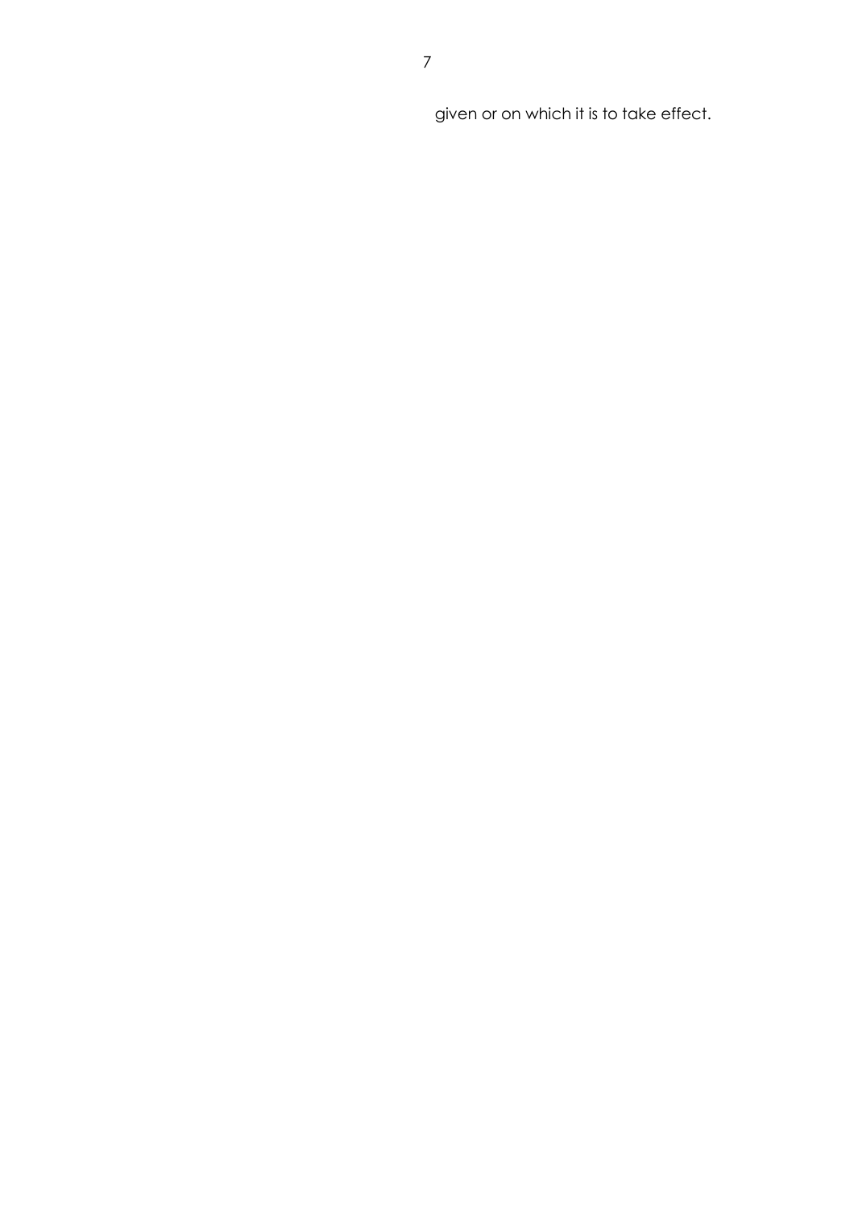given or on which it is to take effect.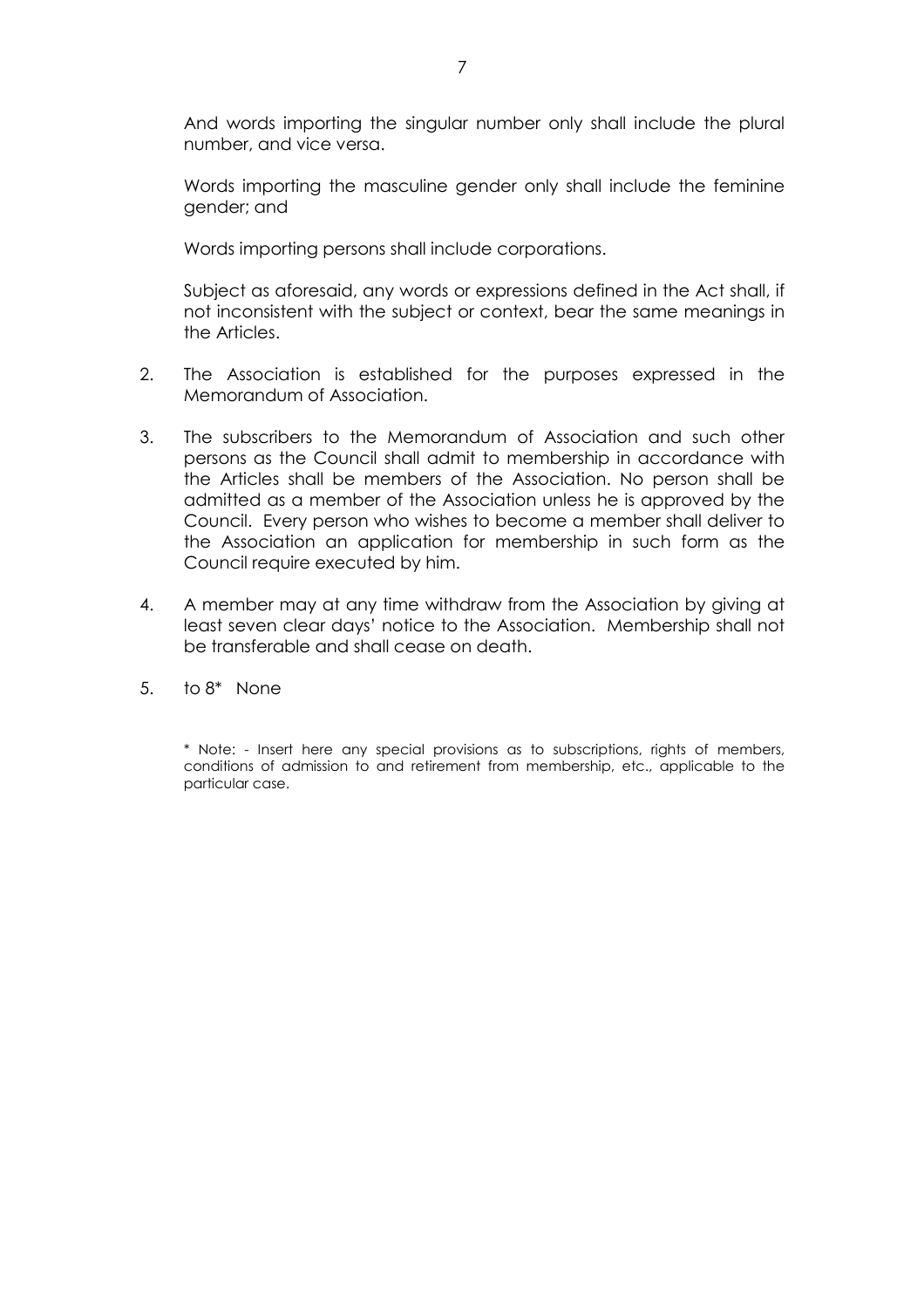And words importing the singular number only shall include the plural number, and vice versa.

Words importing the masculine gender only shall include the feminine gender; and

Words importing persons shall include corporations.

Subject as aforesaid, any words or expressions defined in the Act shall, if not inconsistent with the subject or context, bear the same meanings in the Articles.

2. The Association is established for the purposes expressed in the Memorandum of Association.

3. The subscribers to the Memorandum of Association and such other persons as the Council shall admit to membership in accordance with the Articles shall be members of the Association. No person shall be admitted as a member of the Association unless he is approved by the Council. Every person who wishes to become a member shall deliver to the Association an application for membership in such form as the Council require executed by him.

4. A member may at any time withdraw from the Association by giving at least seven clear days' notice to the Association. Membership shall not be transferable and shall cease on death.

5. to 8* None

\* Note: - Insert here any special provisions as to subscriptions, rights of members, conditions of admission to and retirement from membership, etc., applicable to the particular case.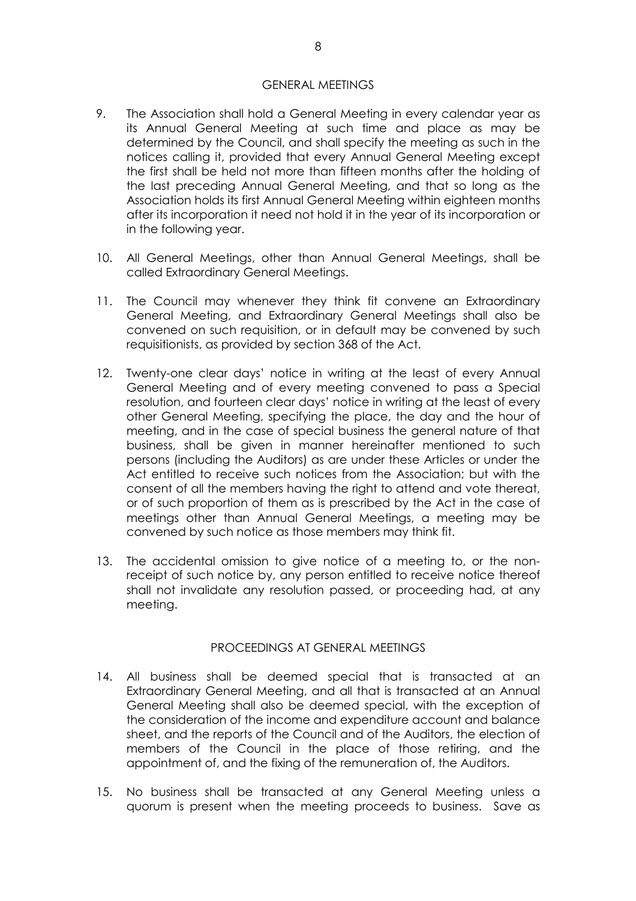## GENERAL MEETINGS

9. The Association shall hold a General Meeting in every calendar year as its Annual General Meeting at such time and place as may be determined by the Council, and shall specify the meeting as such in the notices calling it, provided that every Annual General Meeting except the first shall be held not more than fifteen months after the holding of the last preceding Annual General Meeting, and that so long as the Association holds its first Annual General Meeting within eighteen months after its incorporation it need not hold it in the year of its incorporation or in the following year.

10. All General Meetings, other than Annual General Meetings, shall be called Extraordinary General Meetings.

11. The Council may whenever they think fit convene an Extraordinary General Meeting, and Extraordinary General Meetings shall also be convened on such requisition, or in default may be convened by such requisitionists, as provided by section 368 of the Act.

12. Twenty-one clear days' notice in writing at the least of every Annual General Meeting and of every meeting convened to pass a Special resolution, and fourteen clear days' notice in writing at the least of every other General Meeting, specifying the place, the day and the hour of meeting, and in the case of special business the general nature of that business, shall be given in manner hereinafter mentioned to such persons (including the Auditors) as are under these Articles or under the Act entitled to receive such notices from the Association; but with the consent of all the members having the right to attend and vote thereat, or of such proportion of them as is prescribed by the Act in the case of meetings other than Annual General Meetings, a meeting may be convened by such notice as those members may think fit.

13. The accidental omission to give notice of a meeting to, or the non-receipt of such notice by, any person entitled to receive notice thereof shall not invalidate any resolution passed, or proceeding had, at any meeting.

## PROCEEDINGS AT GENERAL MEETINGS

14. All business shall be deemed special that is transacted at an Extraordinary General Meeting, and all that is transacted at an Annual General Meeting shall also be deemed special, with the exception of the consideration of the income and expenditure account and balance sheet, and the reports of the Council and of the Auditors, the election of members of the Council in the place of those retiring, and the appointment of, and the fixing of the remuneration of, the Auditors.

15. No business shall be transacted at any General Meeting unless a quorum is present when the meeting proceeds to business. Save as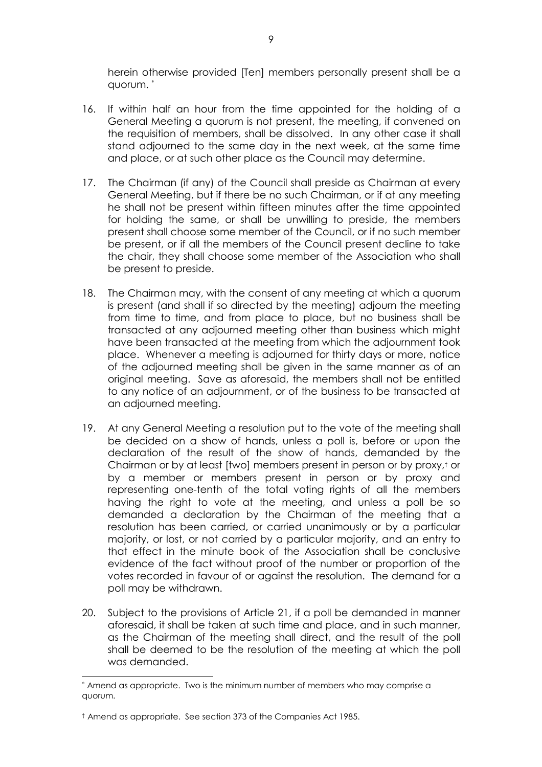herein otherwise provided [Ten] members personally present shall be a quorum. [*]

16. If within half an hour from the time appointed for the holding of a General Meeting a quorum is not present, the meeting, if convened on the requisition of members, shall be dissolved. In any other case it shall stand adjourned to the same day in the next week, at the same time and place, or at such other place as the Council may determine.

17. The Chairman (if any) of the Council shall preside as Chairman at every General Meeting, but if there be no such Chairman, or if at any meeting he shall not be present within fifteen minutes after the time appointed for holding the same, or shall be unwilling to preside, the members present shall choose some member of the Council, or if no such member be present, or if all the members of the Council present decline to take the chair, they shall choose some member of the Association who shall be present to preside.

18. The Chairman may, with the consent of any meeting at which a quorum is present (and shall if so directed by the meeting) adjourn the meeting from time to time, and from place to place, but no business shall be transacted at any adjourned meeting other than business which might have been transacted at the meeting from which the adjournment took place. Whenever a meeting is adjourned for thirty days or more, notice of the adjourned meeting shall be given in the same manner as of an original meeting. Save as aforesaid, the members shall not be entitled to any notice of an adjournment, or of the business to be transacted at an adjourned meeting.

19. At any General Meeting a resolution put to the vote of the meeting shall be decided on a show of hands, unless a poll is, before or upon the declaration of the result of the show of hands, demanded by the Chairman or by at least [two] members present in person or by proxy,[†] or by a member or members present in person or by proxy and representing one-tenth of the total voting rights of all the members having the right to vote at the meeting, and unless a poll be so demanded a declaration by the Chairman of the meeting that a resolution has been carried, or carried unanimously or by a particular majority, or lost, or not carried by a particular majority, and an entry to that effect in the minute book of the Association shall be conclusive evidence of the fact without proof of the number or proportion of the votes recorded in favour of or against the resolution. The demand for a poll may be withdrawn.

20. Subject to the provisions of Article 21, if a poll be demanded in manner aforesaid, it shall be taken at such time and place, and in such manner, as the Chairman of the meeting shall direct, and the result of the poll shall be deemed to be the resolution of the meeting at which the poll was demanded.

---

[*] Amend as appropriate. Two is the minimum number of members who may comprise a quorum.

[†] Amend as appropriate. See section 373 of the Companies Act 1985.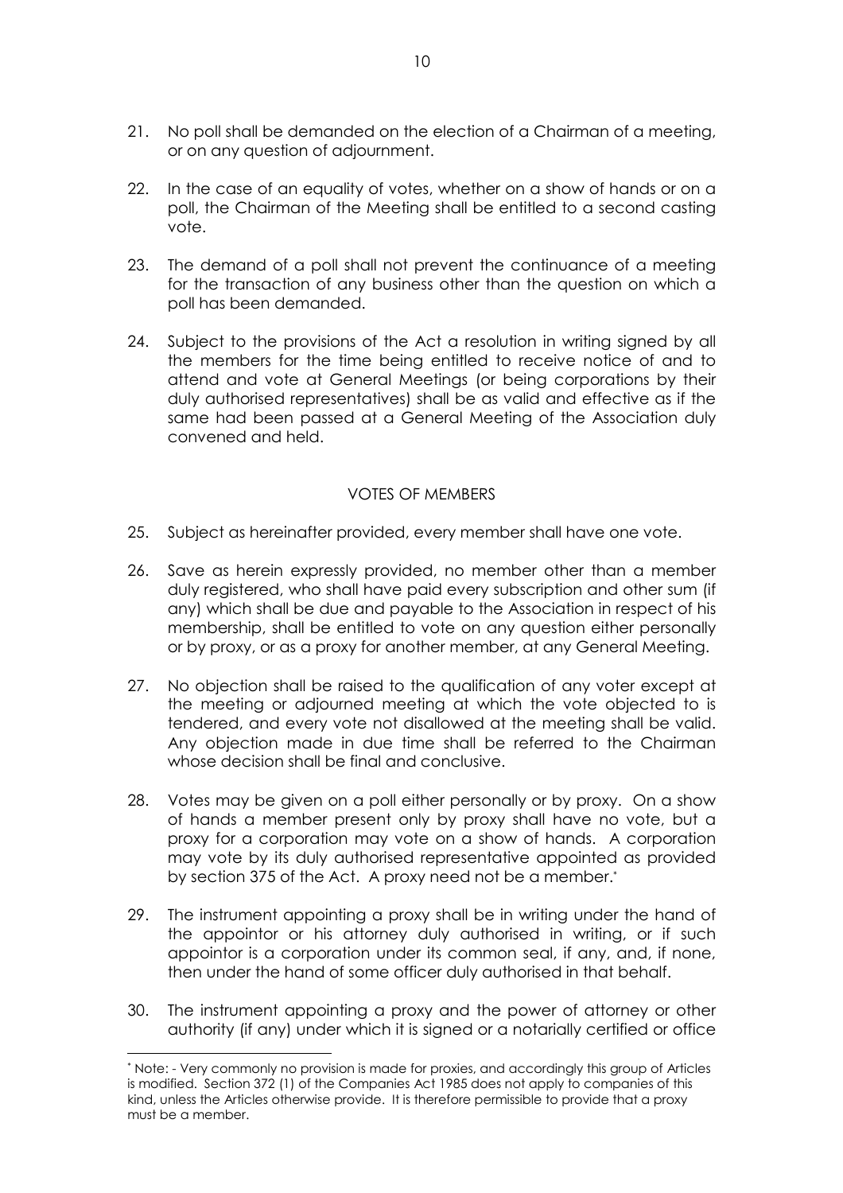21. No poll shall be demanded on the election of a Chairman of a meeting, or on any question of adjournment.

22. In the case of an equality of votes, whether on a show of hands or on a poll, the Chairman of the Meeting shall be entitled to a second casting vote.

23. The demand of a poll shall not prevent the continuance of a meeting for the transaction of any business other than the question on which a poll has been demanded.

24. Subject to the provisions of the Act a resolution in writing signed by all the members for the time being entitled to receive notice of and to attend and vote at General Meetings (or being corporations by their duly authorised representatives) shall be as valid and effective as if the same had been passed at a General Meeting of the Association duly convened and held.

## VOTES OF MEMBERS

25. Subject as hereinafter provided, every member shall have one vote.

26. Save as herein expressly provided, no member other than a member duly registered, who shall have paid every subscription and other sum (if any) which shall be due and payable to the Association in respect of his membership, shall be entitled to vote on any question either personally or by proxy, or as a proxy for another member, at any General Meeting.

27. No objection shall be raised to the qualification of any voter except at the meeting or adjourned meeting at which the vote objected to is tendered, and every vote not disallowed at the meeting shall be valid. Any objection made in due time shall be referred to the Chairman whose decision shall be final and conclusive.

28. Votes may be given on a poll either personally or by proxy. On a show of hands a member present only by proxy shall have no vote, but a proxy for a corporation may vote on a show of hands. A corporation may vote by its duly authorised representative appointed as provided by section 375 of the Act. A proxy need not be a member.*

29. The instrument appointing a proxy shall be in writing under the hand of the appointor or his attorney duly authorised in writing, or if such appointor is a corporation under its common seal, if any, and, if none, then under the hand of some officer duly authorised in that behalf.

30. The instrument appointing a proxy and the power of attorney or other authority (if any) under which it is signed or a notarially certified or office

* Note: - Very commonly no provision is made for proxies, and accordingly this group of Articles is modified. Section 372 (1) of the Companies Act 1985 does not apply to companies of this kind, unless the Articles otherwise provide. It is therefore permissible to provide that a proxy must be a member.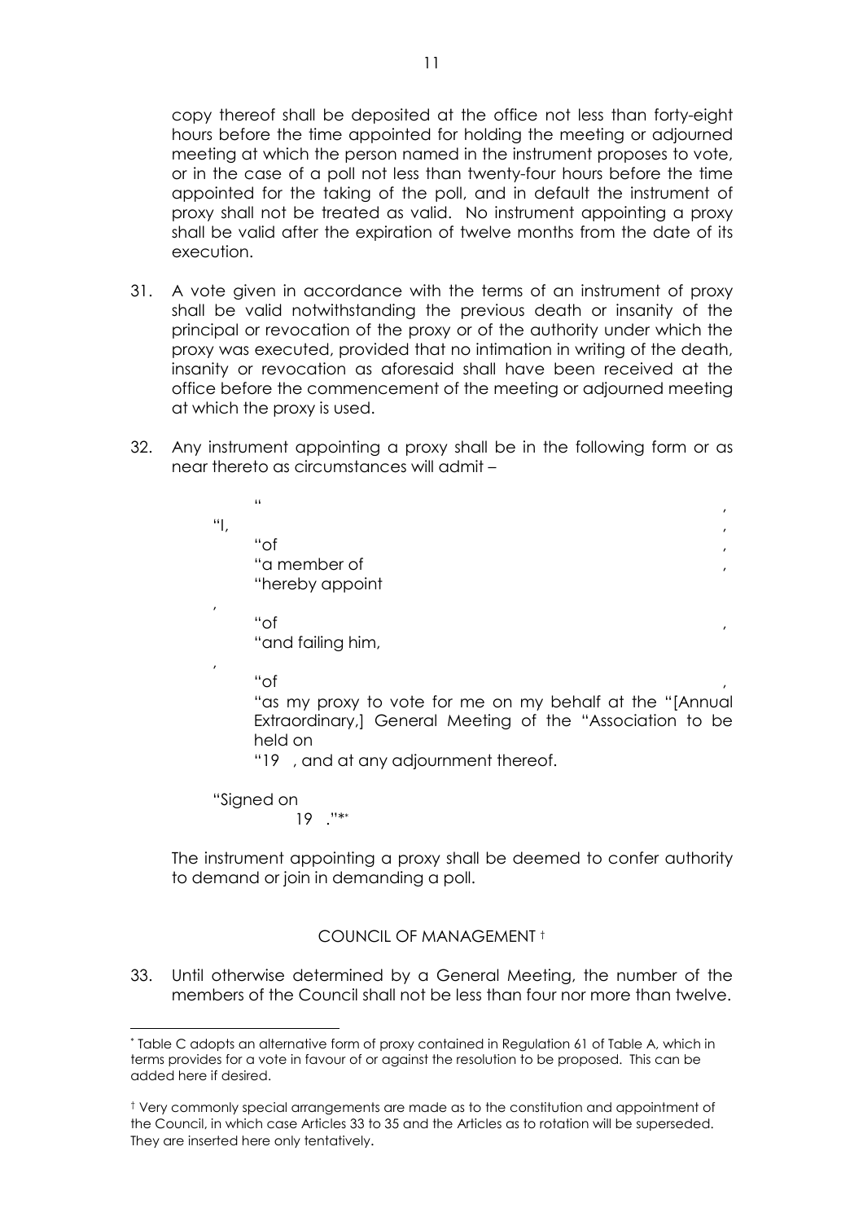copy thereof shall be deposited at the office not less than forty-eight hours before the time appointed for holding the meeting or adjourned meeting at which the person named in the instrument proposes to vote, or in the case of a poll not less than twenty-four hours before the time appointed for the taking of the poll, and in default the instrument of proxy shall not be treated as valid. No instrument appointing a proxy shall be valid after the expiration of twelve months from the date of its execution.

31. A vote given in accordance with the terms of an instrument of proxy shall be valid notwithstanding the previous death or insanity of the principal or revocation of the proxy or of the authority under which the proxy was executed, provided that no intimation in writing of the death, insanity or revocation as aforesaid shall have been received at the office before the commencement of the meeting or adjourned meeting at which the proxy is used.

32. Any instrument appointing a proxy shall be in the following form or as near thereto as circumstances will admit –

> "                                                                 ,
> "I,                                                               ,
> "of                                                               ,
> "a member of                                                      ,
> "hereby appoint
> ,
> "of                                                               ,
> "and failing him,
> ,
> "of                                                               ,
> "as my proxy to vote for me on my behalf at the "[Annual Extraordinary,] General Meeting of the "Association to be held on
> "19 , and at any adjournment thereof.
>
> "Signed on
> 19 ."*

The instrument appointing a proxy shall be deemed to confer authority to demand or join in demanding a poll.

## COUNCIL OF MANAGEMENT †

33. Until otherwise determined by a General Meeting, the number of the members of the Council shall not be less than four nor more than twelve.

---

* Table C adopts an alternative form of proxy contained in Regulation 61 of Table A, which in terms provides for a vote in favour of or against the resolution to be proposed. This can be added here if desired.

† Very commonly special arrangements are made as to the constitution and appointment of the Council, in which case Articles 33 to 35 and the Articles as to rotation will be superseded. They are inserted here only tentatively.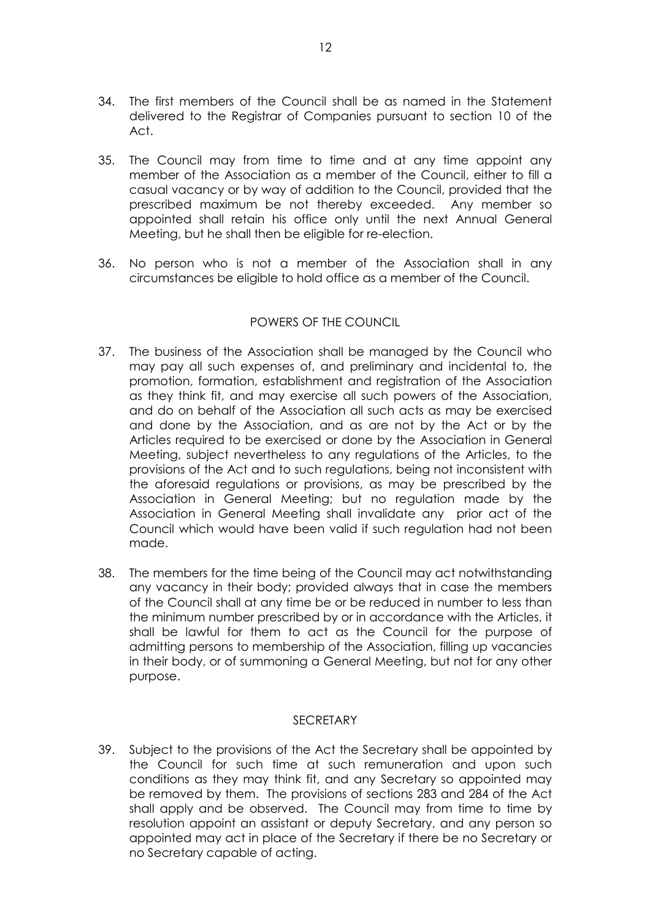34. The first members of the Council shall be as named in the Statement delivered to the Registrar of Companies pursuant to section 10 of the Act.

35. The Council may from time to time and at any time appoint any member of the Association as a member of the Council, either to fill a casual vacancy or by way of addition to the Council, provided that the prescribed maximum be not thereby exceeded. Any member so appointed shall retain his office only until the next Annual General Meeting, but he shall then be eligible for re-election.

36. No person who is not a member of the Association shall in any circumstances be eligible to hold office as a member of the Council.

## POWERS OF THE COUNCIL

37. The business of the Association shall be managed by the Council who may pay all such expenses of, and preliminary and incidental to, the promotion, formation, establishment and registration of the Association as they think fit, and may exercise all such powers of the Association, and do on behalf of the Association all such acts as may be exercised and done by the Association, and as are not by the Act or by the Articles required to be exercised or done by the Association in General Meeting, subject nevertheless to any regulations of the Articles, to the provisions of the Act and to such regulations, being not inconsistent with the aforesaid regulations or provisions, as may be prescribed by the Association in General Meeting; but no regulation made by the Association in General Meeting shall invalidate any prior act of the Council which would have been valid if such regulation had not been made.

38. The members for the time being of the Council may act notwithstanding any vacancy in their body; provided always that in case the members of the Council shall at any time be or be reduced in number to less than the minimum number prescribed by or in accordance with the Articles, it shall be lawful for them to act as the Council for the purpose of admitting persons to membership of the Association, filling up vacancies in their body, or of summoning a General Meeting, but not for any other purpose.

## SECRETARY

39. Subject to the provisions of the Act the Secretary shall be appointed by the Council for such time at such remuneration and upon such conditions as they may think fit, and any Secretary so appointed may be removed by them. The provisions of sections 283 and 284 of the Act shall apply and be observed. The Council may from time to time by resolution appoint an assistant or deputy Secretary, and any person so appointed may act in place of the Secretary if there be no Secretary or no Secretary capable of acting.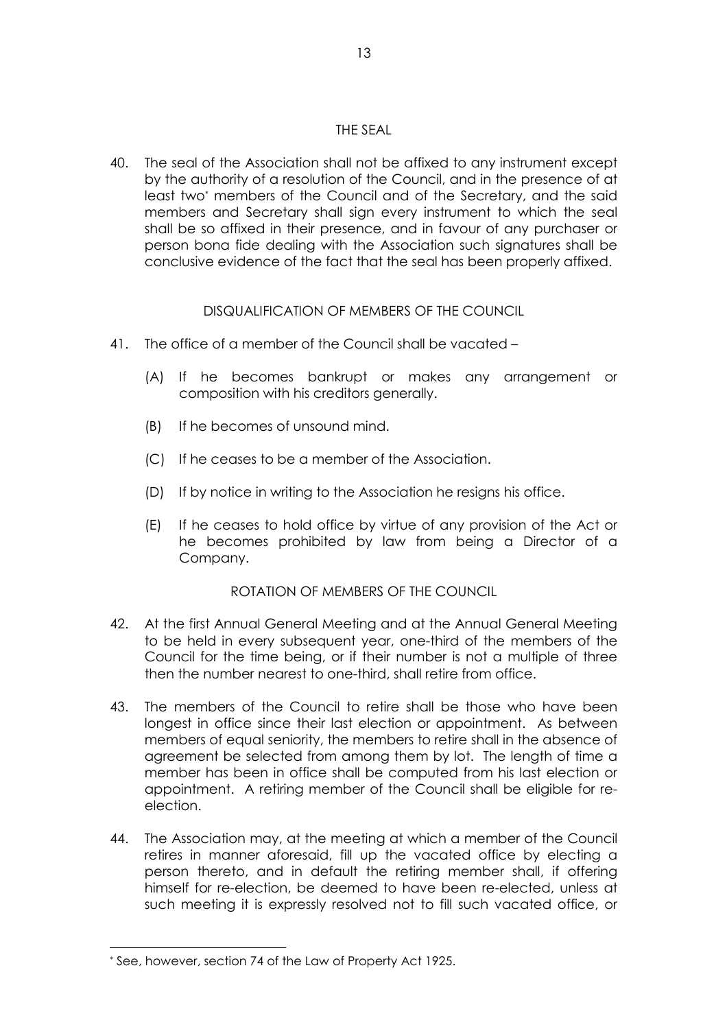## THE SEAL

40. The seal of the Association shall not be affixed to any instrument except by the authority of a resolution of the Council, and in the presence of at least two[*] members of the Council and of the Secretary, and the said members and Secretary shall sign every instrument to which the seal shall be so affixed in their presence, and in favour of any purchaser or person bona fide dealing with the Association such signatures shall be conclusive evidence of the fact that the seal has been properly affixed.

## DISQUALIFICATION OF MEMBERS OF THE COUNCIL

41. The office of a member of the Council shall be vacated –

    (A) If he becomes bankrupt or makes any arrangement or composition with his creditors generally.

    (B) If he becomes of unsound mind.

    (C) If he ceases to be a member of the Association.

    (D) If by notice in writing to the Association he resigns his office.

    (E) If he ceases to hold office by virtue of any provision of the Act or he becomes prohibited by law from being a Director of a Company.

## ROTATION OF MEMBERS OF THE COUNCIL

42. At the first Annual General Meeting and at the Annual General Meeting to be held in every subsequent year, one-third of the members of the Council for the time being, or if their number is not a multiple of three then the number nearest to one-third, shall retire from office.

43. The members of the Council to retire shall be those who have been longest in office since their last election or appointment. As between members of equal seniority, the members to retire shall in the absence of agreement be selected from among them by lot. The length of time a member has been in office shall be computed from his last election or appointment. A retiring member of the Council shall be eligible for re-election.

44. The Association may, at the meeting at which a member of the Council retires in manner aforesaid, fill up the vacated office by electing a person thereto, and in default the retiring member shall, if offering himself for re-election, be deemed to have been re-elected, unless at such meeting it is expressly resolved not to fill such vacated office, or

---

[*] See, however, section 74 of the Law of Property Act 1925.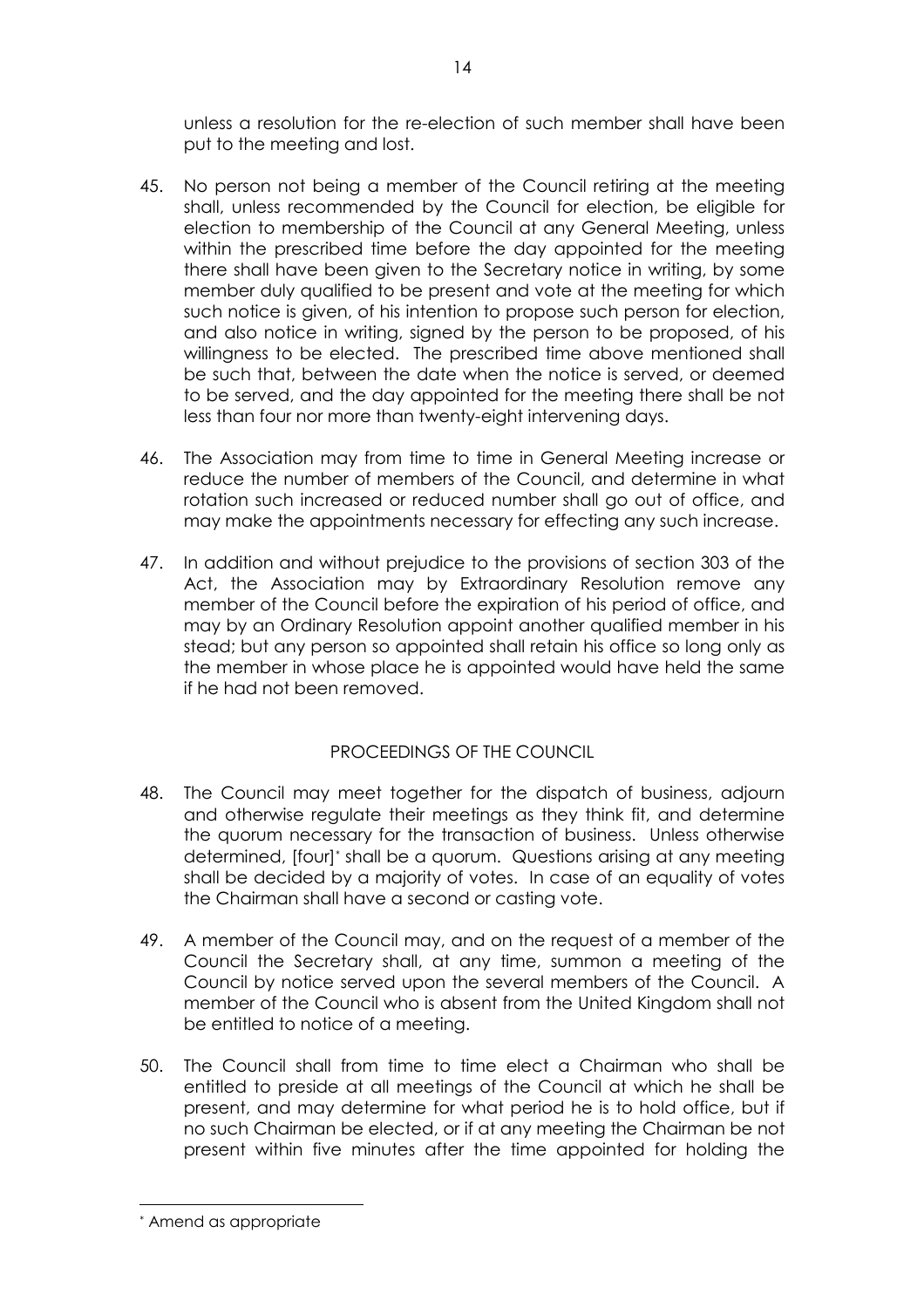unless a resolution for the re-election of such member shall have been put to the meeting and lost.

45. No person not being a member of the Council retiring at the meeting shall, unless recommended by the Council for election, be eligible for election to membership of the Council at any General Meeting, unless within the prescribed time before the day appointed for the meeting there shall have been given to the Secretary notice in writing, by some member duly qualified to be present and vote at the meeting for which such notice is given, of his intention to propose such person for election, and also notice in writing, signed by the person to be proposed, of his willingness to be elected. The prescribed time above mentioned shall be such that, between the date when the notice is served, or deemed to be served, and the day appointed for the meeting there shall be not less than four nor more than twenty-eight intervening days.

46. The Association may from time to time in General Meeting increase or reduce the number of members of the Council, and determine in what rotation such increased or reduced number shall go out of office, and may make the appointments necessary for effecting any such increase.

47. In addition and without prejudice to the provisions of section 303 of the Act, the Association may by Extraordinary Resolution remove any member of the Council before the expiration of his period of office, and may by an Ordinary Resolution appoint another qualified member in his stead; but any person so appointed shall retain his office so long only as the member in whose place he is appointed would have held the same if he had not been removed.

## PROCEEDINGS OF THE COUNCIL

48. The Council may meet together for the dispatch of business, adjourn and otherwise regulate their meetings as they think fit, and determine the quorum necessary for the transaction of business. Unless otherwise determined, [four]* shall be a quorum. Questions arising at any meeting shall be decided by a majority of votes. In case of an equality of votes the Chairman shall have a second or casting vote.

49. A member of the Council may, and on the request of a member of the Council the Secretary shall, at any time, summon a meeting of the Council by notice served upon the several members of the Council. A member of the Council who is absent from the United Kingdom shall not be entitled to notice of a meeting.

50. The Council shall from time to time elect a Chairman who shall be entitled to preside at all meetings of the Council at which he shall be present, and may determine for what period he is to hold office, but if no such Chairman be elected, or if at any meeting the Chairman be not present within five minutes after the time appointed for holding the

---

* Amend as appropriate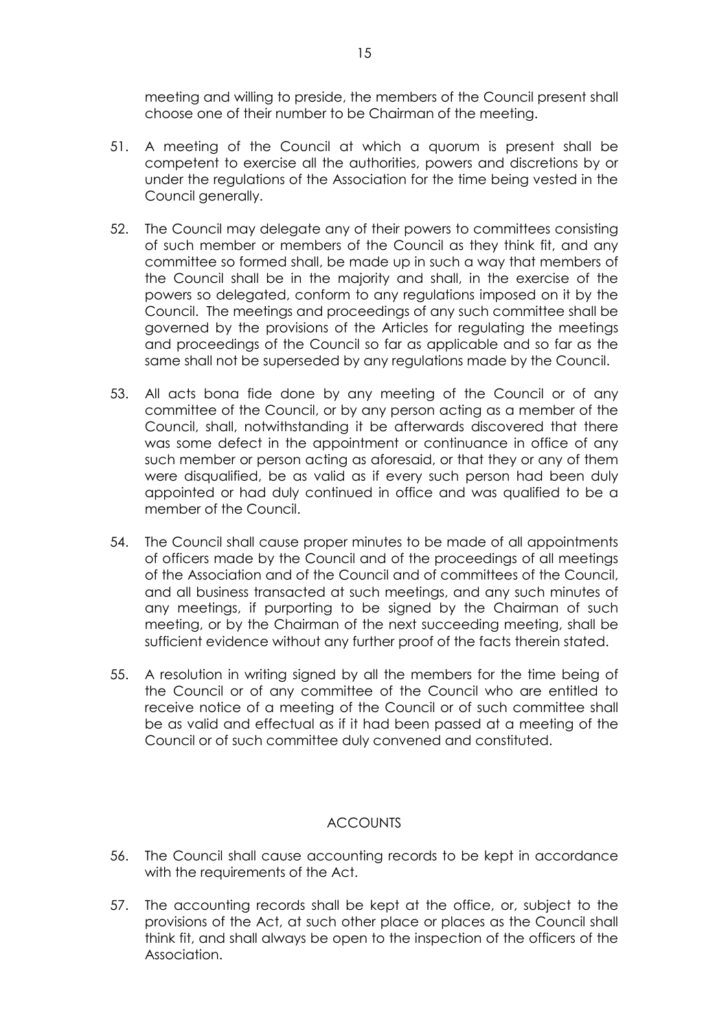meeting and willing to preside, the members of the Council present shall choose one of their number to be Chairman of the meeting.

51. A meeting of the Council at which a quorum is present shall be competent to exercise all the authorities, powers and discretions by or under the regulations of the Association for the time being vested in the Council generally.

52. The Council may delegate any of their powers to committees consisting of such member or members of the Council as they think fit, and any committee so formed shall, be made up in such a way that members of the Council shall be in the majority and shall, in the exercise of the powers so delegated, conform to any regulations imposed on it by the Council. The meetings and proceedings of any such committee shall be governed by the provisions of the Articles for regulating the meetings and proceedings of the Council so far as applicable and so far as the same shall not be superseded by any regulations made by the Council.

53. All acts bona fide done by any meeting of the Council or of any committee of the Council, or by any person acting as a member of the Council, shall, notwithstanding it be afterwards discovered that there was some defect in the appointment or continuance in office of any such member or person acting as aforesaid, or that they or any of them were disqualified, be as valid as if every such person had been duly appointed or had duly continued in office and was qualified to be a member of the Council.

54. The Council shall cause proper minutes to be made of all appointments of officers made by the Council and of the proceedings of all meetings of the Association and of the Council and of committees of the Council, and all business transacted at such meetings, and any such minutes of any meetings, if purporting to be signed by the Chairman of such meeting, or by the Chairman of the next succeeding meeting, shall be sufficient evidence without any further proof of the facts therein stated.

55. A resolution in writing signed by all the members for the time being of the Council or of any committee of the Council who are entitled to receive notice of a meeting of the Council or of such committee shall be as valid and effectual as if it had been passed at a meeting of the Council or of such committee duly convened and constituted.

## ACCOUNTS

56. The Council shall cause accounting records to be kept in accordance with the requirements of the Act.

57. The accounting records shall be kept at the office, or, subject to the provisions of the Act, at such other place or places as the Council shall think fit, and shall always be open to the inspection of the officers of the Association.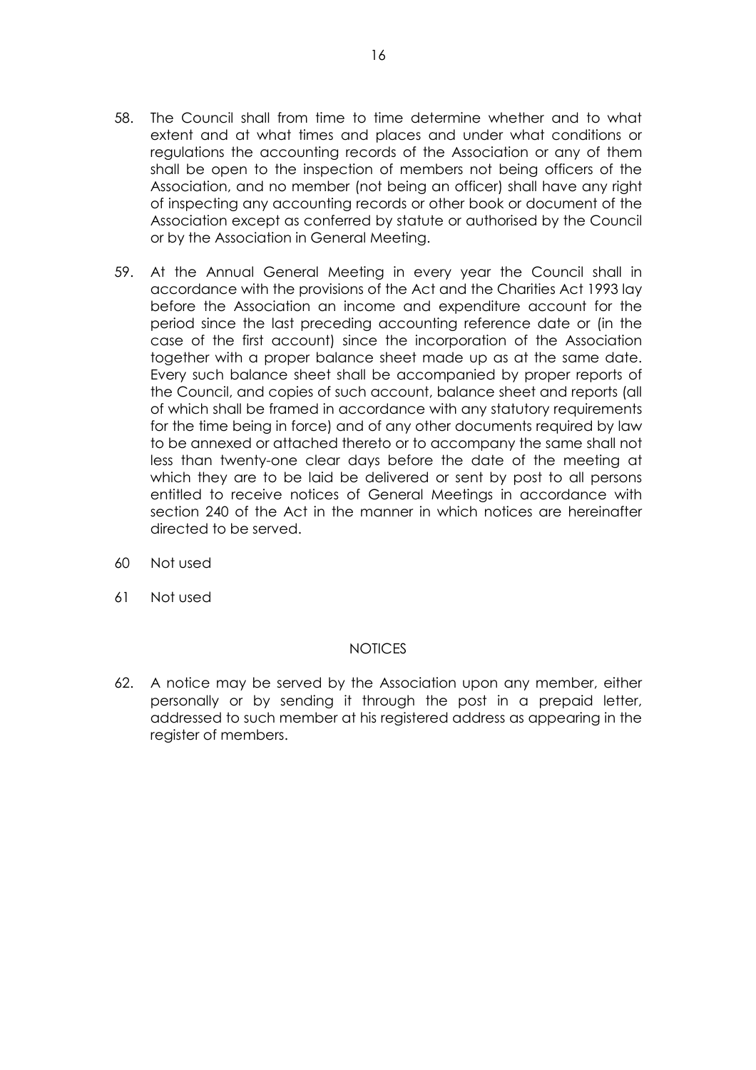58. The Council shall from time to time determine whether and to what extent and at what times and places and under what conditions or regulations the accounting records of the Association or any of them shall be open to the inspection of members not being officers of the Association, and no member (not being an officer) shall have any right of inspecting any accounting records or other book or document of the Association except as conferred by statute or authorised by the Council or by the Association in General Meeting.

59. At the Annual General Meeting in every year the Council shall in accordance with the provisions of the Act and the Charities Act 1993 lay before the Association an income and expenditure account for the period since the last preceding accounting reference date or (in the case of the first account) since the incorporation of the Association together with a proper balance sheet made up as at the same date. Every such balance sheet shall be accompanied by proper reports of the Council, and copies of such account, balance sheet and reports (all of which shall be framed in accordance with any statutory requirements for the time being in force) and of any other documents required by law to be annexed or attached thereto or to accompany the same shall not less than twenty-one clear days before the date of the meeting at which they are to be laid be delivered or sent by post to all persons entitled to receive notices of General Meetings in accordance with section 240 of the Act in the manner in which notices are hereinafter directed to be served.

60 Not used

61 Not used

## NOTICES

62. A notice may be served by the Association upon any member, either personally or by sending it through the post in a prepaid letter, addressed to such member at his registered address as appearing in the register of members.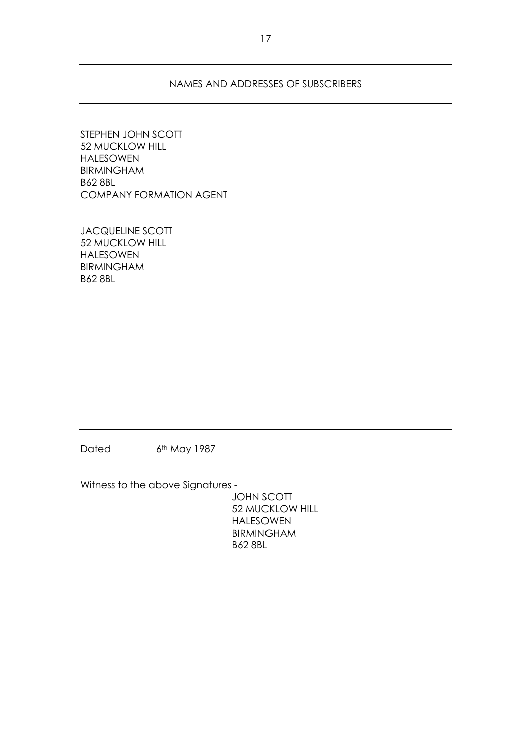## NAMES AND ADDRESSES OF SUBSCRIBERS

STEPHEN JOHN SCOTT
52 MUCKLOW HILL
HALESOWEN
BIRMINGHAM
B62 8BL
COMPANY FORMATION AGENT

JACQUELINE SCOTT
52 MUCKLOW HILL
HALESOWEN
BIRMINGHAM
B62 8BL

---

Dated 6th May 1987

Witness to the above Signatures -

JOHN SCOTT
52 MUCKLOW HILL
HALESOWEN
BIRMINGHAM
B62 8BL